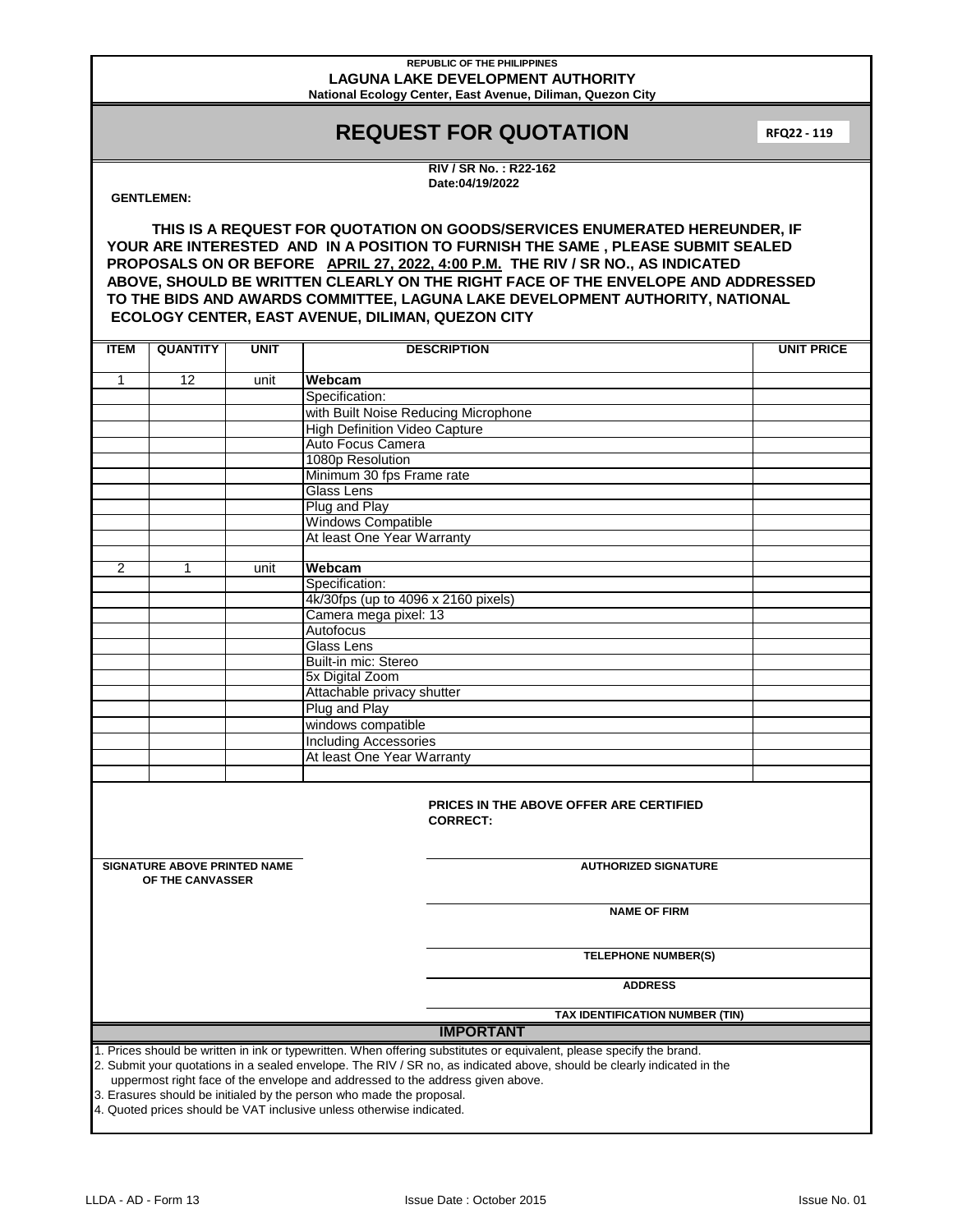REPUBLIC OF THE PHILIPPINES

**LAGUNA LAKE DEVELOPMENT AUTHORITY**

**National Ecology Center, East Avenue, Diliman, Quezon City**

# REQUEST FOR QUOTATION

**RFQ22 - 119**

**RIV / SR No. : R22-162**

**Date:04/19/2022**

**GENTLEMEN:**

**THIS IS A REQUEST FOR QUOTATION ON GOODS/SERVICES ENUMERATED HEREUNDER, IF YOUR ARE INTERESTED AND IN A POSITION TO FURNISH THE SAME , PLEASE SUBMIT SEALED PROPOSALS ON OR BEFORE APRIL 27, 2022, 4:00 P.M. THE RIV / SR NO., AS INDICATED ABOVE, SHOULD BE WRITTEN CLEARLY ON THE RIGHT FACE OF THE ENVELOPE AND ADDRESSED TO THE BIDS AND AWARDS COMMITTEE, LAGUNA LAKE DEVELOPMENT AUTHORITY, NATIONAL ECOLOGY CENTER, EAST AVENUE, DILIMAN, QUEZON CITY**

| ITEM | QUANTITY | UNIT | DESCRIPTION | UNIT PRICE |
|---|---|---|---|---|
| 1 | 12 | unit | **Webcam** | |
| | | | Specification: | |
| | | | with Built Noise Reducing Microphone | |
| | | | High Definition Video Capture | |
| | | | Auto Focus Camera | |
| | | | 1080p Resolution | |
| | | | Minimum 30 fps Frame rate | |
| | | | Glass Lens | |
| | | | Plug and Play | |
| | | | Windows Compatible | |
| | | | At least One Year Warranty | |
| | | | | |
| 2 | 1 | unit | **Webcam** | |
| | | | Specification: | |
| | | | 4k/30fps (up to 4096 x 2160 pixels) | |
| | | | Camera mega pixel: 13 | |
| | | | Autofocus | |
| | | | Glass Lens | |
| | | | Built-in mic: Stereo | |
| | | | 5x Digital Zoom | |
| | | | Attachable privacy shutter | |
| | | | Plug and Play | |
| | | | windows compatible | |
| | | | Including Accessories | |
| | | | At least One Year Warranty | |
| | | | | |

**PRICES IN THE ABOVE OFFER ARE CERTIFIED CORRECT:**

**SIGNATURE ABOVE PRINTED NAME OF THE CANVASSER**

**AUTHORIZED SIGNATURE**

**NAME OF FIRM**

**TELEPHONE NUMBER(S)**

**ADDRESS**

**TAX IDENTIFICATION NUMBER (TIN)**

## IMPORTANT

1. Prices should be written in ink or typewritten. When offering substitutes or equivalent, please specify the brand.
2. Submit your quotations in a sealed envelope. The RIV / SR no, as indicated above, should be clearly indicated in the uppermost right face of the envelope and addressed to the address given above.
3. Erasures should be initialed by the person who made the proposal.
4. Quoted prices should be VAT inclusive unless otherwise indicated.

LLDA - AD - Form 13 Issue Date : October 2015 Issue No. 01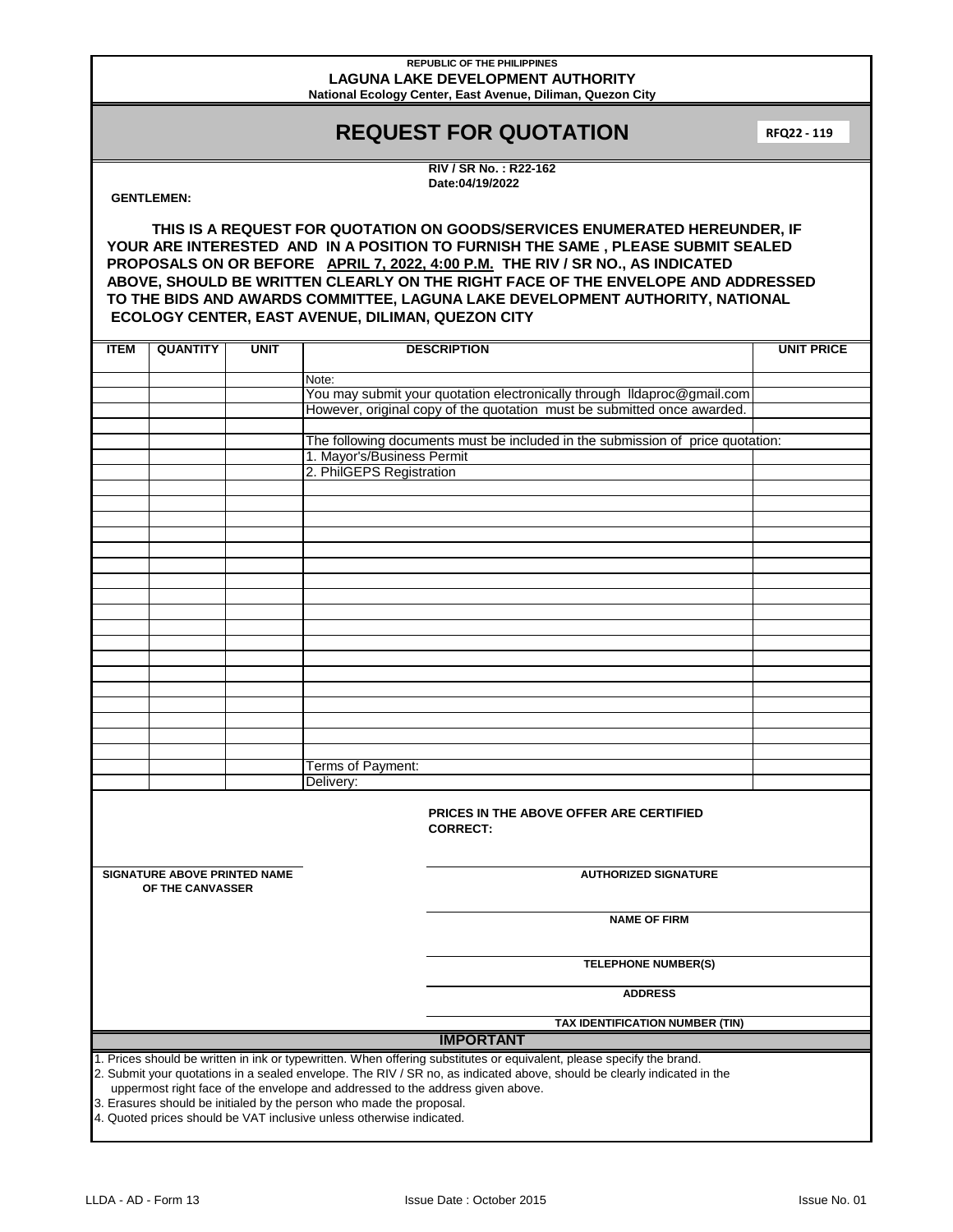REPUBLIC OF THE PHILIPPINES

**LAGUNA LAKE DEVELOPMENT AUTHORITY**

National Ecology Center, East Avenue, Diliman, Quezon City

# REQUEST FOR QUOTATION

RFQ22 - 119

**RIV / SR No. : R22-162**

**Date:04/19/2022**

**GENTLEMEN:**

**THIS IS A REQUEST FOR QUOTATION ON GOODS/SERVICES ENUMERATED HEREUNDER, IF YOUR ARE INTERESTED AND IN A POSITION TO FURNISH THE SAME , PLEASE SUBMIT SEALED PROPOSALS ON OR BEFORE APRIL 7, 2022, 4:00 P.M. THE RIV / SR NO., AS INDICATED ABOVE, SHOULD BE WRITTEN CLEARLY ON THE RIGHT FACE OF THE ENVELOPE AND ADDRESSED TO THE BIDS AND AWARDS COMMITTEE, LAGUNA LAKE DEVELOPMENT AUTHORITY, NATIONAL ECOLOGY CENTER, EAST AVENUE, DILIMAN, QUEZON CITY**

| ITEM | QUANTITY | UNIT | DESCRIPTION | UNIT PRICE |
|---|---|---|---|---|
| | | | Note: | |
| | | | You may submit your quotation electronically through lldaproc@gmail.com | |
| | | | However, original copy of the quotation must be submitted once awarded. | |
| | | | | |
| | | | The following documents must be included in the submission of price quotation: | |
| | | | 1. Mayor's/Business Permit | |
| | | | 2. PhilGEPS Registration | |
| | | | Terms of Payment: | |
| | | | Delivery: | |

**PRICES IN THE ABOVE OFFER ARE CERTIFIED CORRECT:**

**SIGNATURE ABOVE PRINTED NAME OF THE CANVASSER**

**AUTHORIZED SIGNATURE**

**NAME OF FIRM**

**TELEPHONE NUMBER(S)**

**ADDRESS**

**TAX IDENTIFICATION NUMBER (TIN)**

## IMPORTANT

1. Prices should be written in ink or typewritten. When offering substitutes or equivalent, please specify the brand.
2. Submit your quotations in a sealed envelope. The RIV / SR no, as indicated above, should be clearly indicated in the uppermost right face of the envelope and addressed to the address given above.
3. Erasures should be initialed by the person who made the proposal.
4. Quoted prices should be VAT inclusive unless otherwise indicated.

LLDA - AD - Form 13 | Issue Date : October 2015 | Issue No. 01